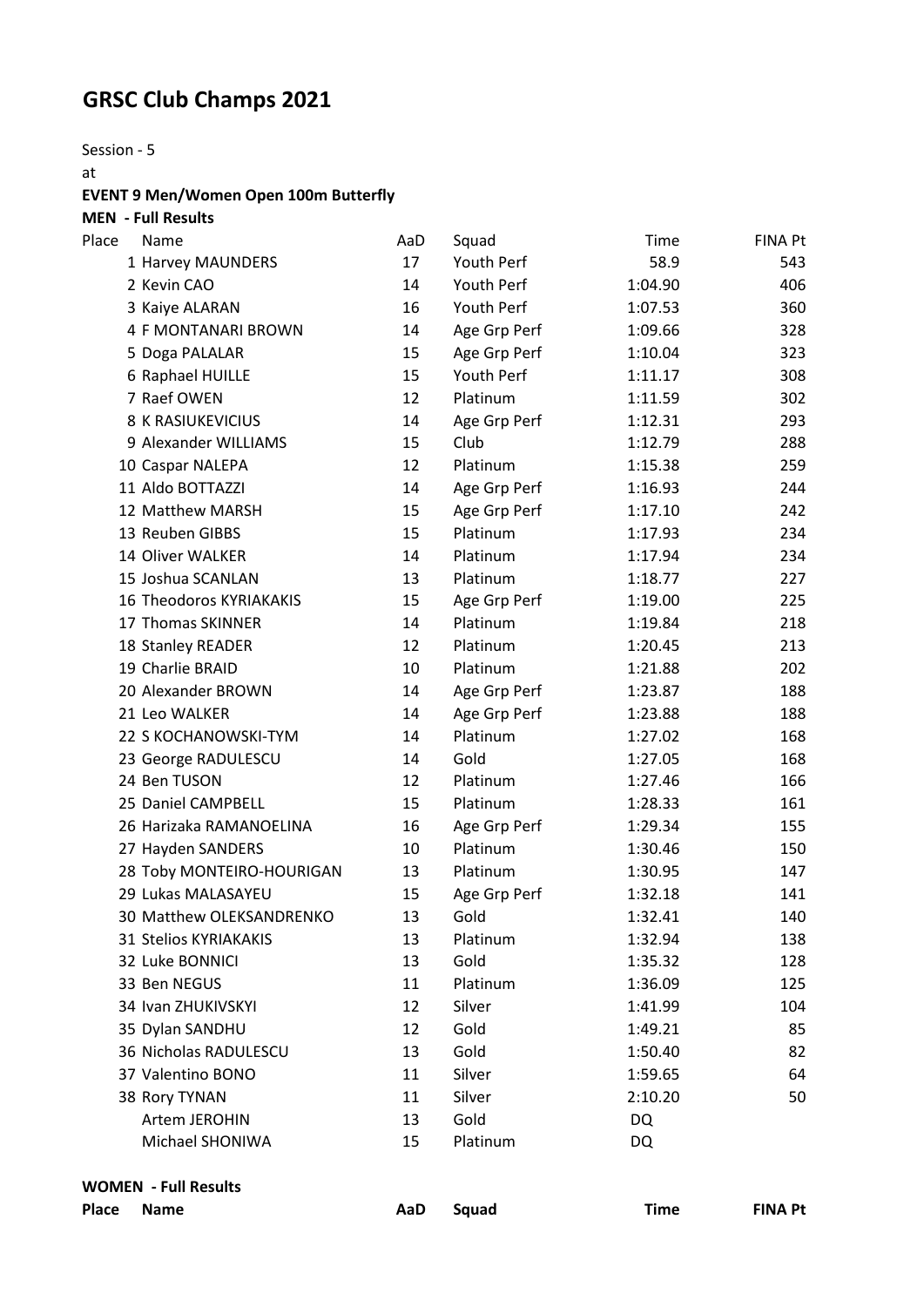# GRSC Club Champs 2021

Session - 5

at

**EVENT 9 Men/Women Open 100m Butterfly**

**MEN - Full Results**

| Place | Name | AaD | Squad | Time | FINA Pt |
|---|---|---|---|---|---|
| 1 | Harvey MAUNDERS | 17 | Youth Perf | 58.9 | 543 |
| 2 | Kevin CAO | 14 | Youth Perf | 1:04.90 | 406 |
| 3 | Kaiye ALARAN | 16 | Youth Perf | 1:07.53 | 360 |
| 4 | F MONTANARI BROWN | 14 | Age Grp Perf | 1:09.66 | 328 |
| 5 | Doga PALALAR | 15 | Age Grp Perf | 1:10.04 | 323 |
| 6 | Raphael HUILLE | 15 | Youth Perf | 1:11.17 | 308 |
| 7 | Raef OWEN | 12 | Platinum | 1:11.59 | 302 |
| 8 | K RASIUKEVICIUS | 14 | Age Grp Perf | 1:12.31 | 293 |
| 9 | Alexander WILLIAMS | 15 | Club | 1:12.79 | 288 |
| 10 | Caspar NALEPA | 12 | Platinum | 1:15.38 | 259 |
| 11 | Aldo BOTTAZZI | 14 | Age Grp Perf | 1:16.93 | 244 |
| 12 | Matthew MARSH | 15 | Age Grp Perf | 1:17.10 | 242 |
| 13 | Reuben GIBBS | 15 | Platinum | 1:17.93 | 234 |
| 14 | Oliver WALKER | 14 | Platinum | 1:17.94 | 234 |
| 15 | Joshua SCANLAN | 13 | Platinum | 1:18.77 | 227 |
| 16 | Theodoros KYRIAKAKIS | 15 | Age Grp Perf | 1:19.00 | 225 |
| 17 | Thomas SKINNER | 14 | Platinum | 1:19.84 | 218 |
| 18 | Stanley READER | 12 | Platinum | 1:20.45 | 213 |
| 19 | Charlie BRAID | 10 | Platinum | 1:21.88 | 202 |
| 20 | Alexander BROWN | 14 | Age Grp Perf | 1:23.87 | 188 |
| 21 | Leo WALKER | 14 | Age Grp Perf | 1:23.88 | 188 |
| 22 | S KOCHANOWSKI-TYM | 14 | Platinum | 1:27.02 | 168 |
| 23 | George RADULESCU | 14 | Gold | 1:27.05 | 168 |
| 24 | Ben TUSON | 12 | Platinum | 1:27.46 | 166 |
| 25 | Daniel CAMPBELL | 15 | Platinum | 1:28.33 | 161 |
| 26 | Harizaka RAMANOELINA | 16 | Age Grp Perf | 1:29.34 | 155 |
| 27 | Hayden SANDERS | 10 | Platinum | 1:30.46 | 150 |
| 28 | Toby MONTEIRO-HOURIGAN | 13 | Platinum | 1:30.95 | 147 |
| 29 | Lukas MALASAYEU | 15 | Age Grp Perf | 1:32.18 | 141 |
| 30 | Matthew OLEKSANDRENKO | 13 | Gold | 1:32.41 | 140 |
| 31 | Stelios KYRIAKAKIS | 13 | Platinum | 1:32.94 | 138 |
| 32 | Luke BONNICI | 13 | Gold | 1:35.32 | 128 |
| 33 | Ben NEGUS | 11 | Platinum | 1:36.09 | 125 |
| 34 | Ivan ZHUKIVSKYI | 12 | Silver | 1:41.99 | 104 |
| 35 | Dylan SANDHU | 12 | Gold | 1:49.21 | 85 |
| 36 | Nicholas RADULESCU | 13 | Gold | 1:50.40 | 82 |
| 37 | Valentino BONO | 11 | Silver | 1:59.65 | 64 |
| 38 | Rory TYNAN | 11 | Silver | 2:10.20 | 50 |
| | Artem JEROHIN | 13 | Gold | DQ | |
| | Michael SHONIWA | 15 | Platinum | DQ | |

**WOMEN - Full Results**

| Place | Name | AaD | Squad | Time | FINA Pt |
|---|---|---|---|---|---|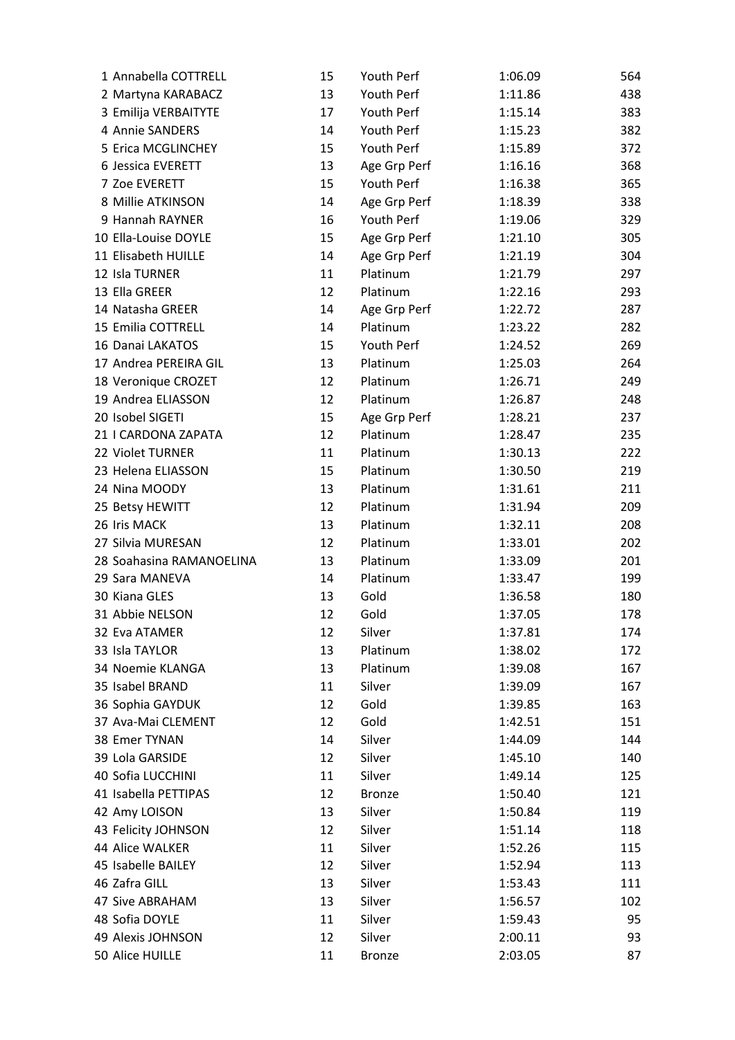| | | | | |
|---|---|---|---|---|
| 1 Annabella COTTRELL | 15 | Youth Perf | 1:06.09 | 564 |
| 2 Martyna KARABACZ | 13 | Youth Perf | 1:11.86 | 438 |
| 3 Emilija VERBAITYTE | 17 | Youth Perf | 1:15.14 | 383 |
| 4 Annie SANDERS | 14 | Youth Perf | 1:15.23 | 382 |
| 5 Erica MCGLINCHEY | 15 | Youth Perf | 1:15.89 | 372 |
| 6 Jessica EVERETT | 13 | Age Grp Perf | 1:16.16 | 368 |
| 7 Zoe EVERETT | 15 | Youth Perf | 1:16.38 | 365 |
| 8 Millie ATKINSON | 14 | Age Grp Perf | 1:18.39 | 338 |
| 9 Hannah RAYNER | 16 | Youth Perf | 1:19.06 | 329 |
| 10 Ella-Louise DOYLE | 15 | Age Grp Perf | 1:21.10 | 305 |
| 11 Elisabeth HUILLE | 14 | Age Grp Perf | 1:21.19 | 304 |
| 12 Isla TURNER | 11 | Platinum | 1:21.79 | 297 |
| 13 Ella GREER | 12 | Platinum | 1:22.16 | 293 |
| 14 Natasha GREER | 14 | Age Grp Perf | 1:22.72 | 287 |
| 15 Emilia COTTRELL | 14 | Platinum | 1:23.22 | 282 |
| 16 Danai LAKATOS | 15 | Youth Perf | 1:24.52 | 269 |
| 17 Andrea PEREIRA GIL | 13 | Platinum | 1:25.03 | 264 |
| 18 Veronique CROZET | 12 | Platinum | 1:26.71 | 249 |
| 19 Andrea ELIASSON | 12 | Platinum | 1:26.87 | 248 |
| 20 Isobel SIGETI | 15 | Age Grp Perf | 1:28.21 | 237 |
| 21 I CARDONA ZAPATA | 12 | Platinum | 1:28.47 | 235 |
| 22 Violet TURNER | 11 | Platinum | 1:30.13 | 222 |
| 23 Helena ELIASSON | 15 | Platinum | 1:30.50 | 219 |
| 24 Nina MOODY | 13 | Platinum | 1:31.61 | 211 |
| 25 Betsy HEWITT | 12 | Platinum | 1:31.94 | 209 |
| 26 Iris MACK | 13 | Platinum | 1:32.11 | 208 |
| 27 Silvia MURESAN | 12 | Platinum | 1:33.01 | 202 |
| 28 Soahasina RAMANOELINA | 13 | Platinum | 1:33.09 | 201 |
| 29 Sara MANEVA | 14 | Platinum | 1:33.47 | 199 |
| 30 Kiana GLES | 13 | Gold | 1:36.58 | 180 |
| 31 Abbie NELSON | 12 | Gold | 1:37.05 | 178 |
| 32 Eva ATAMER | 12 | Silver | 1:37.81 | 174 |
| 33 Isla TAYLOR | 13 | Platinum | 1:38.02 | 172 |
| 34 Noemie KLANGA | 13 | Platinum | 1:39.08 | 167 |
| 35 Isabel BRAND | 11 | Silver | 1:39.09 | 167 |
| 36 Sophia GAYDUK | 12 | Gold | 1:39.85 | 163 |
| 37 Ava-Mai CLEMENT | 12 | Gold | 1:42.51 | 151 |
| 38 Emer TYNAN | 14 | Silver | 1:44.09 | 144 |
| 39 Lola GARSIDE | 12 | Silver | 1:45.10 | 140 |
| 40 Sofia LUCCHINI | 11 | Silver | 1:49.14 | 125 |
| 41 Isabella PETTIPAS | 12 | Bronze | 1:50.40 | 121 |
| 42 Amy LOISON | 13 | Silver | 1:50.84 | 119 |
| 43 Felicity JOHNSON | 12 | Silver | 1:51.14 | 118 |
| 44 Alice WALKER | 11 | Silver | 1:52.26 | 115 |
| 45 Isabelle BAILEY | 12 | Silver | 1:52.94 | 113 |
| 46 Zafra GILL | 13 | Silver | 1:53.43 | 111 |
| 47 Sive ABRAHAM | 13 | Silver | 1:56.57 | 102 |
| 48 Sofia DOYLE | 11 | Silver | 1:59.43 | 95 |
| 49 Alexis JOHNSON | 12 | Silver | 2:00.11 | 93 |
| 50 Alice HUILLE | 11 | Bronze | 2:03.05 | 87 |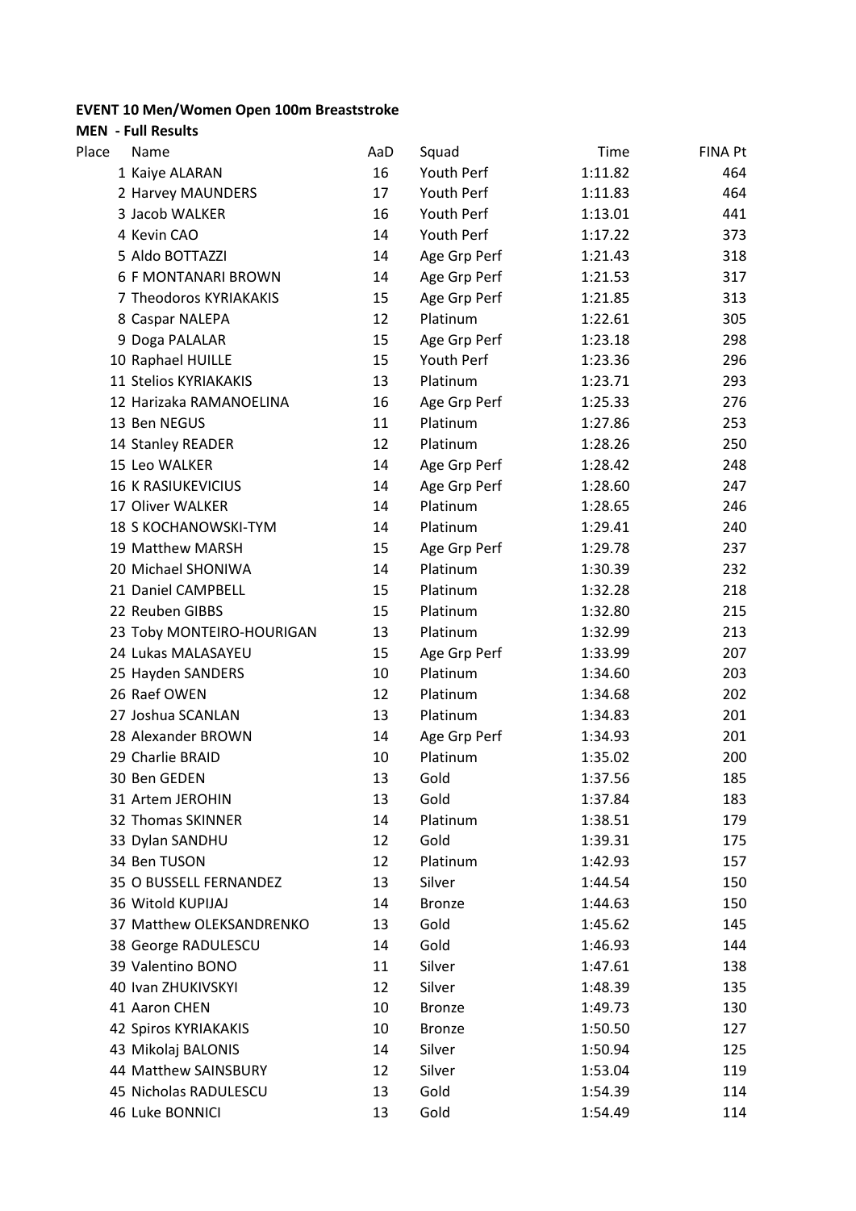**EVENT 10 Men/Women Open 100m Breaststroke**

**MEN - Full Results**

| Place | Name | AaD | Squad | Time | FINA Pt |
|---|---|---|---|---|---|
| 1 | Kaiye ALARAN | 16 | Youth Perf | 1:11.82 | 464 |
| 2 | Harvey MAUNDERS | 17 | Youth Perf | 1:11.83 | 464 |
| 3 | Jacob WALKER | 16 | Youth Perf | 1:13.01 | 441 |
| 4 | Kevin CAO | 14 | Youth Perf | 1:17.22 | 373 |
| 5 | Aldo BOTTAZZI | 14 | Age Grp Perf | 1:21.43 | 318 |
| 6 | F MONTANARI BROWN | 14 | Age Grp Perf | 1:21.53 | 317 |
| 7 | Theodoros KYRIAKAKIS | 15 | Age Grp Perf | 1:21.85 | 313 |
| 8 | Caspar NALEPA | 12 | Platinum | 1:22.61 | 305 |
| 9 | Doga PALALAR | 15 | Age Grp Perf | 1:23.18 | 298 |
| 10 | Raphael HUILLE | 15 | Youth Perf | 1:23.36 | 296 |
| 11 | Stelios KYRIAKAKIS | 13 | Platinum | 1:23.71 | 293 |
| 12 | Harizaka RAMANOELINA | 16 | Age Grp Perf | 1:25.33 | 276 |
| 13 | Ben NEGUS | 11 | Platinum | 1:27.86 | 253 |
| 14 | Stanley READER | 12 | Platinum | 1:28.26 | 250 |
| 15 | Leo WALKER | 14 | Age Grp Perf | 1:28.42 | 248 |
| 16 | K RASIUKEVICIUS | 14 | Age Grp Perf | 1:28.60 | 247 |
| 17 | Oliver WALKER | 14 | Platinum | 1:28.65 | 246 |
| 18 | S KOCHANOWSKI-TYM | 14 | Platinum | 1:29.41 | 240 |
| 19 | Matthew MARSH | 15 | Age Grp Perf | 1:29.78 | 237 |
| 20 | Michael SHONIWA | 14 | Platinum | 1:30.39 | 232 |
| 21 | Daniel CAMPBELL | 15 | Platinum | 1:32.28 | 218 |
| 22 | Reuben GIBBS | 15 | Platinum | 1:32.80 | 215 |
| 23 | Toby MONTEIRO-HOURIGAN | 13 | Platinum | 1:32.99 | 213 |
| 24 | Lukas MALASAYEU | 15 | Age Grp Perf | 1:33.99 | 207 |
| 25 | Hayden SANDERS | 10 | Platinum | 1:34.60 | 203 |
| 26 | Raef OWEN | 12 | Platinum | 1:34.68 | 202 |
| 27 | Joshua SCANLAN | 13 | Platinum | 1:34.83 | 201 |
| 28 | Alexander BROWN | 14 | Age Grp Perf | 1:34.93 | 201 |
| 29 | Charlie BRAID | 10 | Platinum | 1:35.02 | 200 |
| 30 | Ben GEDEN | 13 | Gold | 1:37.56 | 185 |
| 31 | Artem JEROHIN | 13 | Gold | 1:37.84 | 183 |
| 32 | Thomas SKINNER | 14 | Platinum | 1:38.51 | 179 |
| 33 | Dylan SANDHU | 12 | Gold | 1:39.31 | 175 |
| 34 | Ben TUSON | 12 | Platinum | 1:42.93 | 157 |
| 35 | O BUSSELL FERNANDEZ | 13 | Silver | 1:44.54 | 150 |
| 36 | Witold KUPIJAJ | 14 | Bronze | 1:44.63 | 150 |
| 37 | Matthew OLEKSANDRENKO | 13 | Gold | 1:45.62 | 145 |
| 38 | George RADULESCU | 14 | Gold | 1:46.93 | 144 |
| 39 | Valentino BONO | 11 | Silver | 1:47.61 | 138 |
| 40 | Ivan ZHUKIVSKYI | 12 | Silver | 1:48.39 | 135 |
| 41 | Aaron CHEN | 10 | Bronze | 1:49.73 | 130 |
| 42 | Spiros KYRIAKAKIS | 10 | Bronze | 1:50.50 | 127 |
| 43 | Mikolaj BALONIS | 14 | Silver | 1:50.94 | 125 |
| 44 | Matthew SAINSBURY | 12 | Silver | 1:53.04 | 119 |
| 45 | Nicholas RADULESCU | 13 | Gold | 1:54.39 | 114 |
| 46 | Luke BONNICI | 13 | Gold | 1:54.49 | 114 |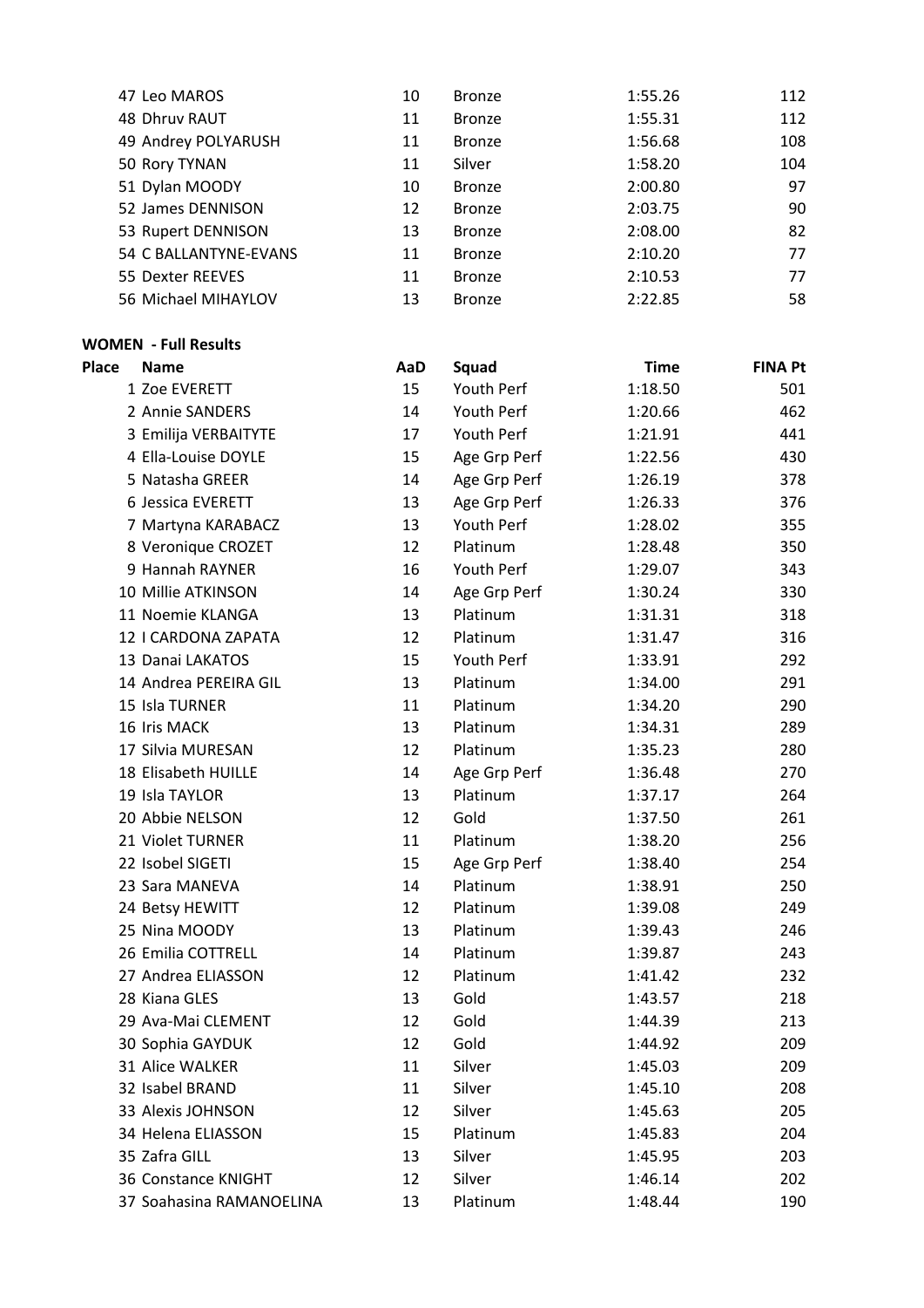| Place | Name | AaD | Squad | Time | FINA Pt |
|---|---|---|---|---|---|
| 47 | Leo MAROS | 10 | Bronze | 1:55.26 | 112 |
| 48 | Dhruv RAUT | 11 | Bronze | 1:55.31 | 112 |
| 49 | Andrey POLYARUSH | 11 | Bronze | 1:56.68 | 108 |
| 50 | Rory TYNAN | 11 | Silver | 1:58.20 | 104 |
| 51 | Dylan MOODY | 10 | Bronze | 2:00.80 | 97 |
| 52 | James DENNISON | 12 | Bronze | 2:03.75 | 90 |
| 53 | Rupert DENNISON | 13 | Bronze | 2:08.00 | 82 |
| 54 | C BALLANTYNE-EVANS | 11 | Bronze | 2:10.20 | 77 |
| 55 | Dexter REEVES | 11 | Bronze | 2:10.53 | 77 |
| 56 | Michael MIHAYLOV | 13 | Bronze | 2:22.85 | 58 |

**WOMEN - Full Results**

| Place | Name | AaD | Squad | Time | FINA Pt |
|---|---|---|---|---|---|
| 1 | Zoe EVERETT | 15 | Youth Perf | 1:18.50 | 501 |
| 2 | Annie SANDERS | 14 | Youth Perf | 1:20.66 | 462 |
| 3 | Emilija VERBAITYTE | 17 | Youth Perf | 1:21.91 | 441 |
| 4 | Ella-Louise DOYLE | 15 | Age Grp Perf | 1:22.56 | 430 |
| 5 | Natasha GREER | 14 | Age Grp Perf | 1:26.19 | 378 |
| 6 | Jessica EVERETT | 13 | Age Grp Perf | 1:26.33 | 376 |
| 7 | Martyna KARABACZ | 13 | Youth Perf | 1:28.02 | 355 |
| 8 | Veronique CROZET | 12 | Platinum | 1:28.48 | 350 |
| 9 | Hannah RAYNER | 16 | Youth Perf | 1:29.07 | 343 |
| 10 | Millie ATKINSON | 14 | Age Grp Perf | 1:30.24 | 330 |
| 11 | Noemie KLANGA | 13 | Platinum | 1:31.31 | 318 |
| 12 | I CARDONA ZAPATA | 12 | Platinum | 1:31.47 | 316 |
| 13 | Danai LAKATOS | 15 | Youth Perf | 1:33.91 | 292 |
| 14 | Andrea PEREIRA GIL | 13 | Platinum | 1:34.00 | 291 |
| 15 | Isla TURNER | 11 | Platinum | 1:34.20 | 290 |
| 16 | Iris MACK | 13 | Platinum | 1:34.31 | 289 |
| 17 | Silvia MURESAN | 12 | Platinum | 1:35.23 | 280 |
| 18 | Elisabeth HUILLE | 14 | Age Grp Perf | 1:36.48 | 270 |
| 19 | Isla TAYLOR | 13 | Platinum | 1:37.17 | 264 |
| 20 | Abbie NELSON | 12 | Gold | 1:37.50 | 261 |
| 21 | Violet TURNER | 11 | Platinum | 1:38.20 | 256 |
| 22 | Isobel SIGETI | 15 | Age Grp Perf | 1:38.40 | 254 |
| 23 | Sara MANEVA | 14 | Platinum | 1:38.91 | 250 |
| 24 | Betsy HEWITT | 12 | Platinum | 1:39.08 | 249 |
| 25 | Nina MOODY | 13 | Platinum | 1:39.43 | 246 |
| 26 | Emilia COTTRELL | 14 | Platinum | 1:39.87 | 243 |
| 27 | Andrea ELIASSON | 12 | Platinum | 1:41.42 | 232 |
| 28 | Kiana GLES | 13 | Gold | 1:43.57 | 218 |
| 29 | Ava-Mai CLEMENT | 12 | Gold | 1:44.39 | 213 |
| 30 | Sophia GAYDUK | 12 | Gold | 1:44.92 | 209 |
| 31 | Alice WALKER | 11 | Silver | 1:45.03 | 209 |
| 32 | Isabel BRAND | 11 | Silver | 1:45.10 | 208 |
| 33 | Alexis JOHNSON | 12 | Silver | 1:45.63 | 205 |
| 34 | Helena ELIASSON | 15 | Platinum | 1:45.83 | 204 |
| 35 | Zafra GILL | 13 | Silver | 1:45.95 | 203 |
| 36 | Constance KNIGHT | 12 | Silver | 1:46.14 | 202 |
| 37 | Soahasina RAMANOELINA | 13 | Platinum | 1:48.44 | 190 |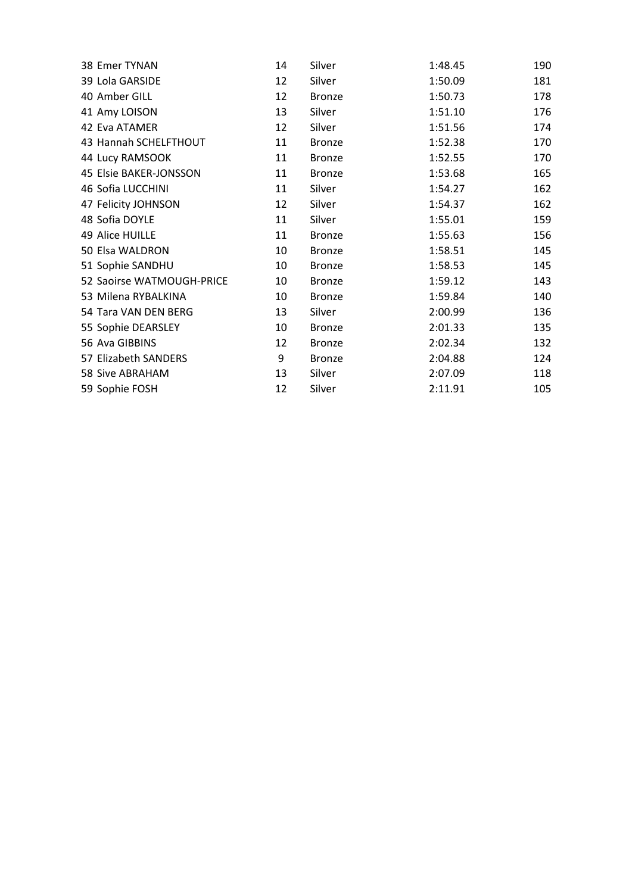| | | | | | |
|---|---|---|---|---|---|
| 38 | Emer TYNAN | 14 | Silver | 1:48.45 | 190 |
| 39 | Lola GARSIDE | 12 | Silver | 1:50.09 | 181 |
| 40 | Amber GILL | 12 | Bronze | 1:50.73 | 178 |
| 41 | Amy LOISON | 13 | Silver | 1:51.10 | 176 |
| 42 | Eva ATAMER | 12 | Silver | 1:51.56 | 174 |
| 43 | Hannah SCHELFTHOUT | 11 | Bronze | 1:52.38 | 170 |
| 44 | Lucy RAMSOOK | 11 | Bronze | 1:52.55 | 170 |
| 45 | Elsie BAKER-JONSSON | 11 | Bronze | 1:53.68 | 165 |
| 46 | Sofia LUCCHINI | 11 | Silver | 1:54.27 | 162 |
| 47 | Felicity JOHNSON | 12 | Silver | 1:54.37 | 162 |
| 48 | Sofia DOYLE | 11 | Silver | 1:55.01 | 159 |
| 49 | Alice HUILLE | 11 | Bronze | 1:55.63 | 156 |
| 50 | Elsa WALDRON | 10 | Bronze | 1:58.51 | 145 |
| 51 | Sophie SANDHU | 10 | Bronze | 1:58.53 | 145 |
| 52 | Saoirse WATMOUGH-PRICE | 10 | Bronze | 1:59.12 | 143 |
| 53 | Milena RYBALKINA | 10 | Bronze | 1:59.84 | 140 |
| 54 | Tara VAN DEN BERG | 13 | Silver | 2:00.99 | 136 |
| 55 | Sophie DEARSLEY | 10 | Bronze | 2:01.33 | 135 |
| 56 | Ava GIBBINS | 12 | Bronze | 2:02.34 | 132 |
| 57 | Elizabeth SANDERS | 9 | Bronze | 2:04.88 | 124 |
| 58 | Sive ABRAHAM | 13 | Silver | 2:07.09 | 118 |
| 59 | Sophie FOSH | 12 | Silver | 2:11.91 | 105 |